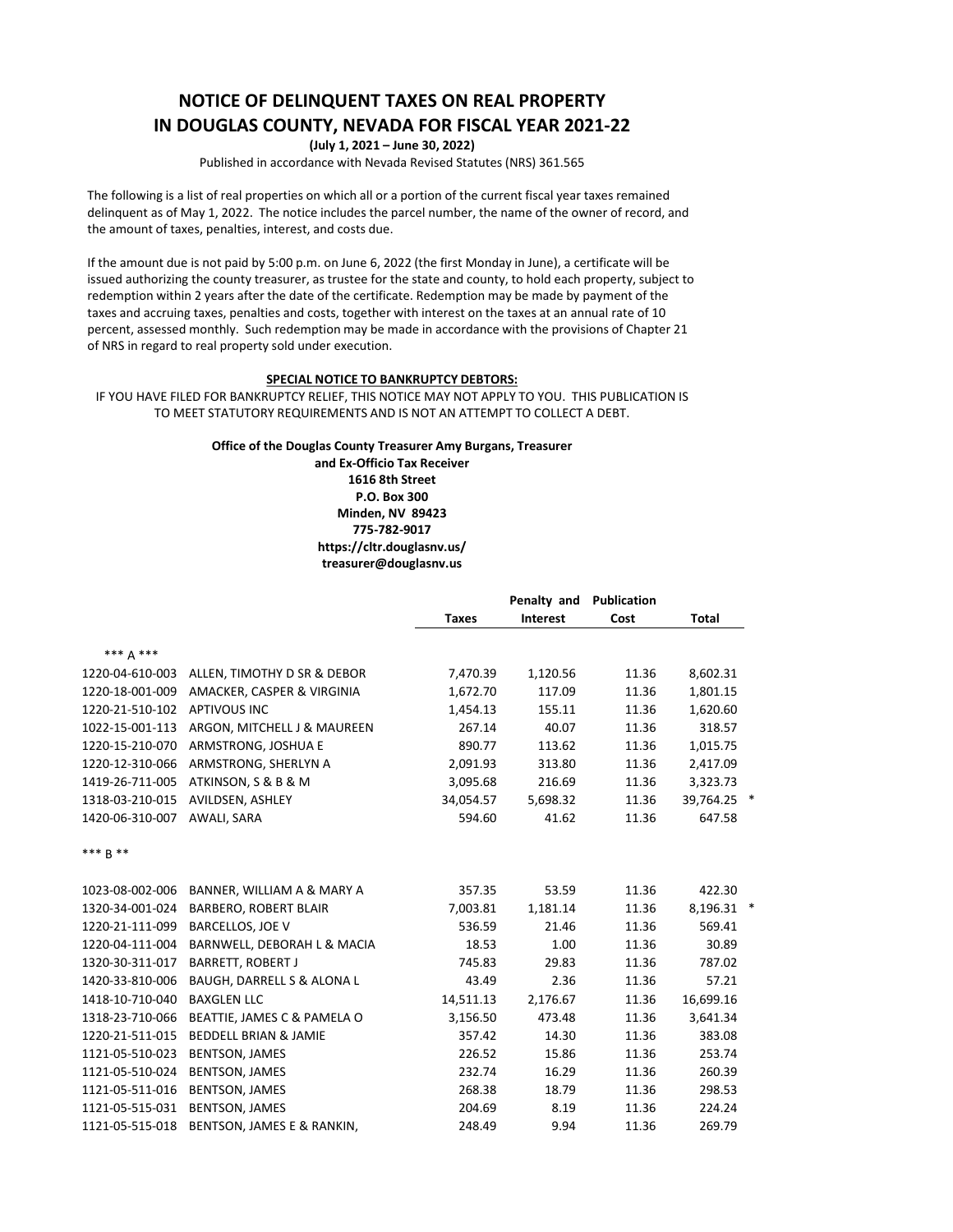# NOTICE OF DELINQUENT TAXES ON REAL PROPERTY IN DOUGLAS COUNTY, NEVADA FOR FISCAL YEAR 2021-22

**(July 1, 2021 – June 30, 2022)**

Published in accordance with Nevada Revised Statutes (NRS) 361.565

The following is a list of real properties on which all or a portion of the current fiscal year taxes remained delinquent as of May 1, 2022. The notice includes the parcel number, the name of the owner of record, and the amount of taxes, penalties, interest, and costs due.

If the amount due is not paid by 5:00 p.m. on June 6, 2022 (the first Monday in June), a certificate will be issued authorizing the county treasurer, as trustee for the state and county, to hold each property, subject to redemption within 2 years after the date of the certificate. Redemption may be made by payment of the taxes and accruing taxes, penalties and costs, together with interest on the taxes at an annual rate of 10 percent, assessed monthly. Such redemption may be made in accordance with the provisions of Chapter 21 of NRS in regard to real property sold under execution.

**SPECIAL NOTICE TO BANKRUPTCY DEBTORS:**

IF YOU HAVE FILED FOR BANKRUPTCY RELIEF, THIS NOTICE MAY NOT APPLY TO YOU. THIS PUBLICATION IS TO MEET STATUTORY REQUIREMENTS AND IS NOT AN ATTEMPT TO COLLECT A DEBT.

**Office of the Douglas County Treasurer Amy Burgans, Treasurer**
**and Ex-Officio Tax Receiver**
**1616 8th Street**
**P.O. Box 300**
**Minden, NV 89423**
**775-782-9017**
**https://cltr.douglasnv.us/**
**treasurer@douglasnv.us**

| | | Taxes | Penalty and Interest | Publication Cost | Total | |
|---|---|---|---|---|---|---|
| *** A *** | | | | | | |
| 1220-04-610-003 | ALLEN, TIMOTHY D SR & DEBOR | 7,470.39 | 1,120.56 | 11.36 | 8,602.31 | |
| 1220-18-001-009 | AMACKER, CASPER & VIRGINIA | 1,672.70 | 117.09 | 11.36 | 1,801.15 | |
| 1220-21-510-102 | APTIVOUS INC | 1,454.13 | 155.11 | 11.36 | 1,620.60 | |
| 1022-15-001-113 | ARGON, MITCHELL J & MAUREEN | 267.14 | 40.07 | 11.36 | 318.57 | |
| 1220-15-210-070 | ARMSTRONG, JOSHUA E | 890.77 | 113.62 | 11.36 | 1,015.75 | |
| 1220-12-310-066 | ARMSTRONG, SHERLYN A | 2,091.93 | 313.80 | 11.36 | 2,417.09 | |
| 1419-26-711-005 | ATKINSON, S & B & M | 3,095.68 | 216.69 | 11.36 | 3,323.73 | |
| 1318-03-210-015 | AVILDSEN, ASHLEY | 34,054.57 | 5,698.32 | 11.36 | 39,764.25 | * |
| 1420-06-310-007 | AWALI, SARA | 594.60 | 41.62 | 11.36 | 647.58 | |
| *** B ** | | | | | | |
| 1023-08-002-006 | BANNER, WILLIAM A & MARY A | 357.35 | 53.59 | 11.36 | 422.30 | |
| 1320-34-001-024 | BARBERO, ROBERT BLAIR | 7,003.81 | 1,181.14 | 11.36 | 8,196.31 | * |
| 1220-21-111-099 | BARCELLOS, JOE V | 536.59 | 21.46 | 11.36 | 569.41 | |
| 1220-04-111-004 | BARNWELL, DEBORAH L & MACIA | 18.53 | 1.00 | 11.36 | 30.89 | |
| 1320-30-311-017 | BARRETT, ROBERT J | 745.83 | 29.83 | 11.36 | 787.02 | |
| 1420-33-810-006 | BAUGH, DARRELL S & ALONA L | 43.49 | 2.36 | 11.36 | 57.21 | |
| 1418-10-710-040 | BAXGLEN LLC | 14,511.13 | 2,176.67 | 11.36 | 16,699.16 | |
| 1318-23-710-066 | BEATTIE, JAMES C & PAMELA O | 3,156.50 | 473.48 | 11.36 | 3,641.34 | |
| 1220-21-511-015 | BEDDELL BRIAN & JAMIE | 357.42 | 14.30 | 11.36 | 383.08 | |
| 1121-05-510-023 | BENTSON, JAMES | 226.52 | 15.86 | 11.36 | 253.74 | |
| 1121-05-510-024 | BENTSON, JAMES | 232.74 | 16.29 | 11.36 | 260.39 | |
| 1121-05-511-016 | BENTSON, JAMES | 268.38 | 18.79 | 11.36 | 298.53 | |
| 1121-05-515-031 | BENTSON, JAMES | 204.69 | 8.19 | 11.36 | 224.24 | |
| 1121-05-515-018 | BENTSON, JAMES E & RANKIN, | 248.49 | 9.94 | 11.36 | 269.79 | |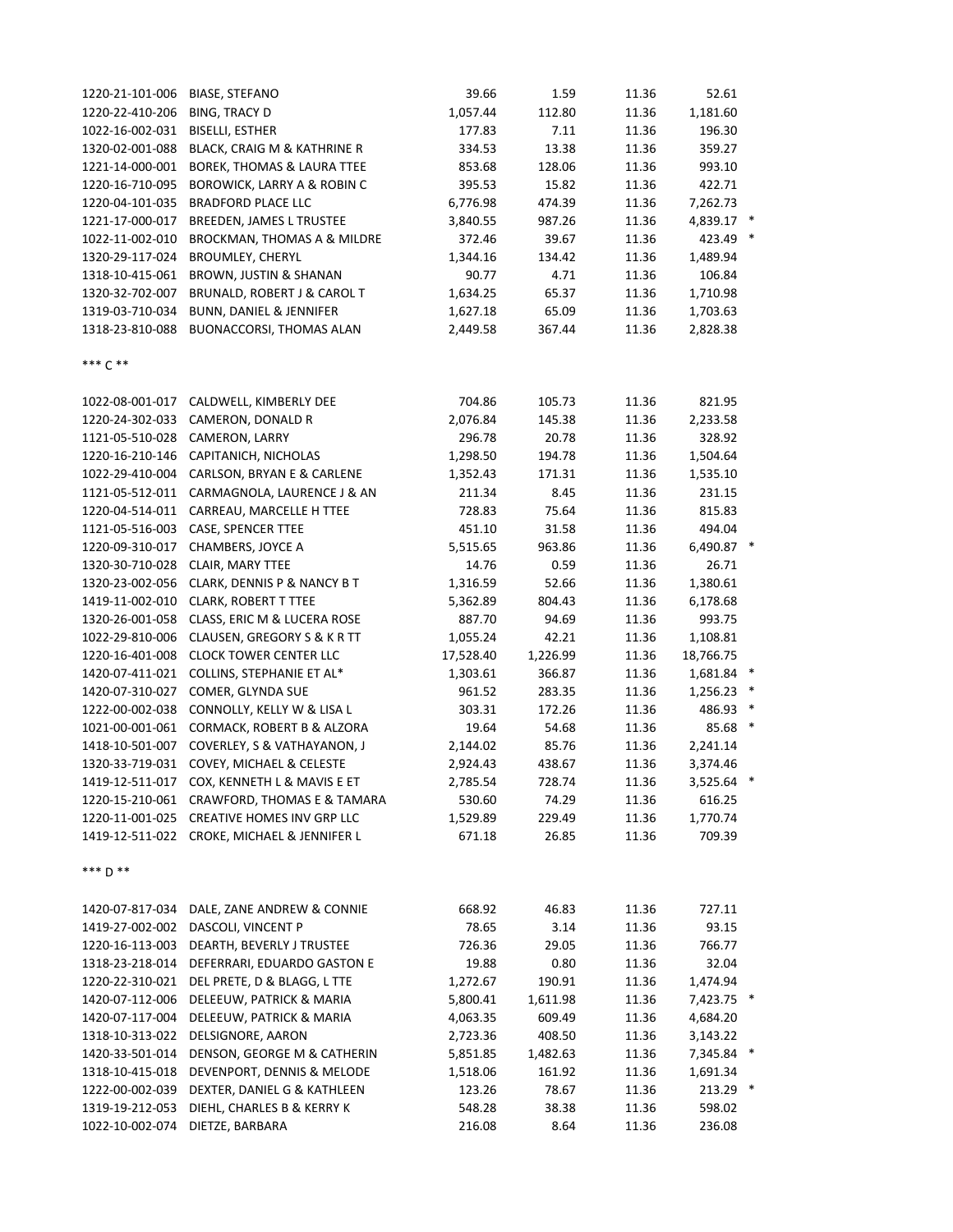| | | | | | | |
|---|---|---|---|---|---|---|
| 1220-21-101-006 | BIASE, STEFANO | 39.66 | 1.59 | 11.36 | 52.61 | |
| 1220-22-410-206 | BING, TRACY D | 1,057.44 | 112.80 | 11.36 | 1,181.60 | |
| 1022-16-002-031 | BISELLI, ESTHER | 177.83 | 7.11 | 11.36 | 196.30 | |
| 1320-02-001-088 | BLACK, CRAIG M & KATHRINE R | 334.53 | 13.38 | 11.36 | 359.27 | |
| 1221-14-000-001 | BOREK, THOMAS & LAURA TTEE | 853.68 | 128.06 | 11.36 | 993.10 | |
| 1220-16-710-095 | BOROWICK, LARRY A & ROBIN C | 395.53 | 15.82 | 11.36 | 422.71 | |
| 1220-04-101-035 | BRADFORD PLACE LLC | 6,776.98 | 474.39 | 11.36 | 7,262.73 | |
| 1221-17-000-017 | BREEDEN, JAMES L TRUSTEE | 3,840.55 | 987.26 | 11.36 | 4,839.17 | * |
| 1022-11-002-010 | BROCKMAN, THOMAS A & MILDRE | 372.46 | 39.67 | 11.36 | 423.49 | * |
| 1320-29-117-024 | BROUMLEY, CHERYL | 1,344.16 | 134.42 | 11.36 | 1,489.94 | |
| 1318-10-415-061 | BROWN, JUSTIN & SHANAN | 90.77 | 4.71 | 11.36 | 106.84 | |
| 1320-32-702-007 | BRUNALD, ROBERT J & CAROL T | 1,634.25 | 65.37 | 11.36 | 1,710.98 | |
| 1319-03-710-034 | BUNN, DANIEL & JENNIFER | 1,627.18 | 65.09 | 11.36 | 1,703.63 | |
| 1318-23-810-088 | BUONACCORSI, THOMAS ALAN | 2,449.58 | 367.44 | 11.36 | 2,828.38 | |
| *** C ** | | | | | | |
| 1022-08-001-017 | CALDWELL, KIMBERLY DEE | 704.86 | 105.73 | 11.36 | 821.95 | |
| 1220-24-302-033 | CAMERON, DONALD R | 2,076.84 | 145.38 | 11.36 | 2,233.58 | |
| 1121-05-510-028 | CAMERON, LARRY | 296.78 | 20.78 | 11.36 | 328.92 | |
| 1220-16-210-146 | CAPITANICH, NICHOLAS | 1,298.50 | 194.78 | 11.36 | 1,504.64 | |
| 1022-29-410-004 | CARLSON, BRYAN E & CARLENE | 1,352.43 | 171.31 | 11.36 | 1,535.10 | |
| 1121-05-512-011 | CARMAGNOLA, LAURENCE J & AN | 211.34 | 8.45 | 11.36 | 231.15 | |
| 1220-04-514-011 | CARREAU, MARCELLE H TTEE | 728.83 | 75.64 | 11.36 | 815.83 | |
| 1121-05-516-003 | CASE, SPENCER TTEE | 451.10 | 31.58 | 11.36 | 494.04 | |
| 1220-09-310-017 | CHAMBERS, JOYCE A | 5,515.65 | 963.86 | 11.36 | 6,490.87 | * |
| 1320-30-710-028 | CLAIR, MARY TTEE | 14.76 | 0.59 | 11.36 | 26.71 | |
| 1320-23-002-056 | CLARK, DENNIS P & NANCY B T | 1,316.59 | 52.66 | 11.36 | 1,380.61 | |
| 1419-11-002-010 | CLARK, ROBERT T TTEE | 5,362.89 | 804.43 | 11.36 | 6,178.68 | |
| 1320-26-001-058 | CLASS, ERIC M & LUCERA ROSE | 887.70 | 94.69 | 11.36 | 993.75 | |
| 1022-29-810-006 | CLAUSEN, GREGORY S & K R TT | 1,055.24 | 42.21 | 11.36 | 1,108.81 | |
| 1220-16-401-008 | CLOCK TOWER CENTER LLC | 17,528.40 | 1,226.99 | 11.36 | 18,766.75 | |
| 1420-07-411-021 | COLLINS, STEPHANIE ET AL* | 1,303.61 | 366.87 | 11.36 | 1,681.84 | * |
| 1420-07-310-027 | COMER, GLYNDA SUE | 961.52 | 283.35 | 11.36 | 1,256.23 | * |
| 1222-00-002-038 | CONNOLLY, KELLY W & LISA L | 303.31 | 172.26 | 11.36 | 486.93 | * |
| 1021-00-001-061 | CORMACK, ROBERT B & ALZORA | 19.64 | 54.68 | 11.36 | 85.68 | * |
| 1418-10-501-007 | COVERLEY, S & VATHAYANON, J | 2,144.02 | 85.76 | 11.36 | 2,241.14 | |
| 1320-33-719-031 | COVEY, MICHAEL & CELESTE | 2,924.43 | 438.67 | 11.36 | 3,374.46 | |
| 1419-12-511-017 | COX, KENNETH L & MAVIS E ET | 2,785.54 | 728.74 | 11.36 | 3,525.64 | * |
| 1220-15-210-061 | CRAWFORD, THOMAS E & TAMARA | 530.60 | 74.29 | 11.36 | 616.25 | |
| 1220-11-001-025 | CREATIVE HOMES INV GRP LLC | 1,529.89 | 229.49 | 11.36 | 1,770.74 | |
| 1419-12-511-022 | CROKE, MICHAEL & JENNIFER L | 671.18 | 26.85 | 11.36 | 709.39 | |
| *** D ** | | | | | | |
| 1420-07-817-034 | DALE, ZANE ANDREW & CONNIE | 668.92 | 46.83 | 11.36 | 727.11 | |
| 1419-27-002-002 | DASCOLI, VINCENT P | 78.65 | 3.14 | 11.36 | 93.15 | |
| 1220-16-113-003 | DEARTH, BEVERLY J TRUSTEE | 726.36 | 29.05 | 11.36 | 766.77 | |
| 1318-23-218-014 | DEFERRARI, EDUARDO GASTON E | 19.88 | 0.80 | 11.36 | 32.04 | |
| 1220-22-310-021 | DEL PRETE, D & BLAGG, L TTE | 1,272.67 | 190.91 | 11.36 | 1,474.94 | |
| 1420-07-112-006 | DELEEUW, PATRICK & MARIA | 5,800.41 | 1,611.98 | 11.36 | 7,423.75 | * |
| 1420-07-117-004 | DELEEUW, PATRICK & MARIA | 4,063.35 | 609.49 | 11.36 | 4,684.20 | |
| 1318-10-313-022 | DELSIGNORE, AARON | 2,723.36 | 408.50 | 11.36 | 3,143.22 | |
| 1420-33-501-014 | DENSON, GEORGE M & CATHERIN | 5,851.85 | 1,482.63 | 11.36 | 7,345.84 | * |
| 1318-10-415-018 | DEVENPORT, DENNIS & MELODE | 1,518.06 | 161.92 | 11.36 | 1,691.34 | |
| 1222-00-002-039 | DEXTER, DANIEL G & KATHLEEN | 123.26 | 78.67 | 11.36 | 213.29 | * |
| 1319-19-212-053 | DIEHL, CHARLES B & KERRY K | 548.28 | 38.38 | 11.36 | 598.02 | |
| 1022-10-002-074 | DIETZE, BARBARA | 216.08 | 8.64 | 11.36 | 236.08 | |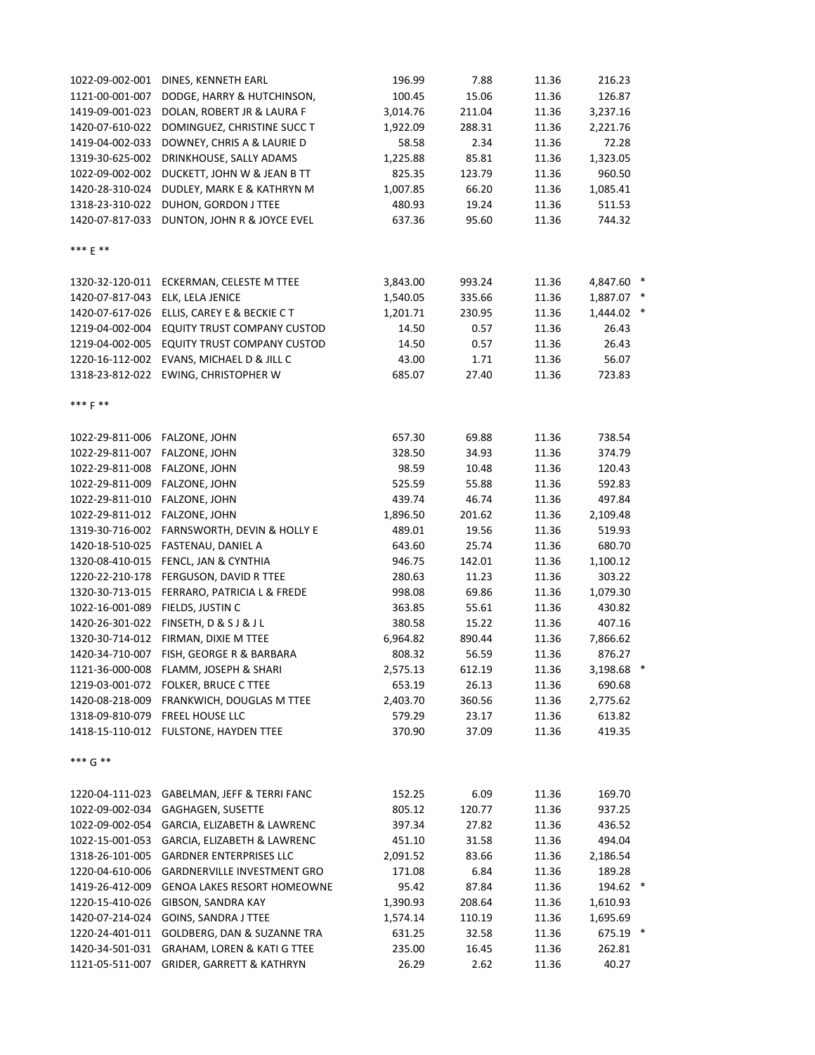| | | | | | | |
|---|---|---|---|---|---|---|
| 1022-09-002-001 | DINES, KENNETH EARL | 196.99 | 7.88 | 11.36 | 216.23 | |
| 1121-00-001-007 | DODGE, HARRY & HUTCHINSON, | 100.45 | 15.06 | 11.36 | 126.87 | |
| 1419-09-001-023 | DOLAN, ROBERT JR & LAURA F | 3,014.76 | 211.04 | 11.36 | 3,237.16 | |
| 1420-07-610-022 | DOMINGUEZ, CHRISTINE SUCC T | 1,922.09 | 288.31 | 11.36 | 2,221.76 | |
| 1419-04-002-033 | DOWNEY, CHRIS A & LAURIE D | 58.58 | 2.34 | 11.36 | 72.28 | |
| 1319-30-625-002 | DRINKHOUSE, SALLY ADAMS | 1,225.88 | 85.81 | 11.36 | 1,323.05 | |
| 1022-09-002-002 | DUCKETT, JOHN W & JEAN B TT | 825.35 | 123.79 | 11.36 | 960.50 | |
| 1420-28-310-024 | DUDLEY, MARK E & KATHRYN M | 1,007.85 | 66.20 | 11.36 | 1,085.41 | |
| 1318-23-310-022 | DUHON, GORDON J TTEE | 480.93 | 19.24 | 11.36 | 511.53 | |
| 1420-07-817-033 | DUNTON, JOHN R & JOYCE EVEL | 637.36 | 95.60 | 11.36 | 744.32 | |

*** E **

| | | | | | | |
|---|---|---|---|---|---|---|
| 1320-32-120-011 | ECKERMAN, CELESTE M TTEE | 3,843.00 | 993.24 | 11.36 | 4,847.60 | * |
| 1420-07-817-043 | ELK, LELA JENICE | 1,540.05 | 335.66 | 11.36 | 1,887.07 | * |
| 1420-07-617-026 | ELLIS, CAREY E & BECKIE C T | 1,201.71 | 230.95 | 11.36 | 1,444.02 | * |
| 1219-04-002-004 | EQUITY TRUST COMPANY CUSTOD | 14.50 | 0.57 | 11.36 | 26.43 | |
| 1219-04-002-005 | EQUITY TRUST COMPANY CUSTOD | 14.50 | 0.57 | 11.36 | 26.43 | |
| 1220-16-112-002 | EVANS, MICHAEL D & JILL C | 43.00 | 1.71 | 11.36 | 56.07 | |
| 1318-23-812-022 | EWING, CHRISTOPHER W | 685.07 | 27.40 | 11.36 | 723.83 | |

*** F **

| | | | | | | |
|---|---|---|---|---|---|---|
| 1022-29-811-006 | FALZONE, JOHN | 657.30 | 69.88 | 11.36 | 738.54 | |
| 1022-29-811-007 | FALZONE, JOHN | 328.50 | 34.93 | 11.36 | 374.79 | |
| 1022-29-811-008 | FALZONE, JOHN | 98.59 | 10.48 | 11.36 | 120.43 | |
| 1022-29-811-009 | FALZONE, JOHN | 525.59 | 55.88 | 11.36 | 592.83 | |
| 1022-29-811-010 | FALZONE, JOHN | 439.74 | 46.74 | 11.36 | 497.84 | |
| 1022-29-811-012 | FALZONE, JOHN | 1,896.50 | 201.62 | 11.36 | 2,109.48 | |
| 1319-30-716-002 | FARNSWORTH, DEVIN & HOLLY E | 489.01 | 19.56 | 11.36 | 519.93 | |
| 1420-18-510-025 | FASTENAU, DANIEL A | 643.60 | 25.74 | 11.36 | 680.70 | |
| 1320-08-410-015 | FENCL, JAN & CYNTHIA | 946.75 | 142.01 | 11.36 | 1,100.12 | |
| 1220-22-210-178 | FERGUSON, DAVID R TTEE | 280.63 | 11.23 | 11.36 | 303.22 | |
| 1320-30-713-015 | FERRARO, PATRICIA L & FREDE | 998.08 | 69.86 | 11.36 | 1,079.30 | |
| 1022-16-001-089 | FIELDS, JUSTIN C | 363.85 | 55.61 | 11.36 | 430.82 | |
| 1420-26-301-022 | FINSETH, D & S J & J L | 380.58 | 15.22 | 11.36 | 407.16 | |
| 1320-30-714-012 | FIRMAN, DIXIE M TTEE | 6,964.82 | 890.44 | 11.36 | 7,866.62 | |
| 1420-34-710-007 | FISH, GEORGE R & BARBARA | 808.32 | 56.59 | 11.36 | 876.27 | |
| 1121-36-000-008 | FLAMM, JOSEPH & SHARI | 2,575.13 | 612.19 | 11.36 | 3,198.68 | * |
| 1219-03-001-072 | FOLKER, BRUCE C TTEE | 653.19 | 26.13 | 11.36 | 690.68 | |
| 1420-08-218-009 | FRANKWICH, DOUGLAS M TTEE | 2,403.70 | 360.56 | 11.36 | 2,775.62 | |
| 1318-09-810-079 | FREEL HOUSE LLC | 579.29 | 23.17 | 11.36 | 613.82 | |
| 1418-15-110-012 | FULSTONE, HAYDEN TTEE | 370.90 | 37.09 | 11.36 | 419.35 | |

*** G **

| | | | | | | |
|---|---|---|---|---|---|---|
| 1220-04-111-023 | GABELMAN, JEFF & TERRI FANC | 152.25 | 6.09 | 11.36 | 169.70 | |
| 1022-09-002-034 | GAGHAGEN, SUSETTE | 805.12 | 120.77 | 11.36 | 937.25 | |
| 1022-09-002-054 | GARCIA, ELIZABETH & LAWRENC | 397.34 | 27.82 | 11.36 | 436.52 | |
| 1022-15-001-053 | GARCIA, ELIZABETH & LAWRENC | 451.10 | 31.58 | 11.36 | 494.04 | |
| 1318-26-101-005 | GARDNER ENTERPRISES LLC | 2,091.52 | 83.66 | 11.36 | 2,186.54 | |
| 1220-04-610-006 | GARDNERVILLE INVESTMENT GRO | 171.08 | 6.84 | 11.36 | 189.28 | |
| 1419-26-412-009 | GENOA LAKES RESORT HOMEOWNE | 95.42 | 87.84 | 11.36 | 194.62 | * |
| 1220-15-410-026 | GIBSON, SANDRA KAY | 1,390.93 | 208.64 | 11.36 | 1,610.93 | |
| 1420-07-214-024 | GOINS, SANDRA J TTEE | 1,574.14 | 110.19 | 11.36 | 1,695.69 | |
| 1220-24-401-011 | GOLDBERG, DAN & SUZANNE TRA | 631.25 | 32.58 | 11.36 | 675.19 | * |
| 1420-34-501-031 | GRAHAM, LOREN & KATI G TTEE | 235.00 | 16.45 | 11.36 | 262.81 | |
| 1121-05-511-007 | GRIDER, GARRETT & KATHRYN | 26.29 | 2.62 | 11.36 | 40.27 | |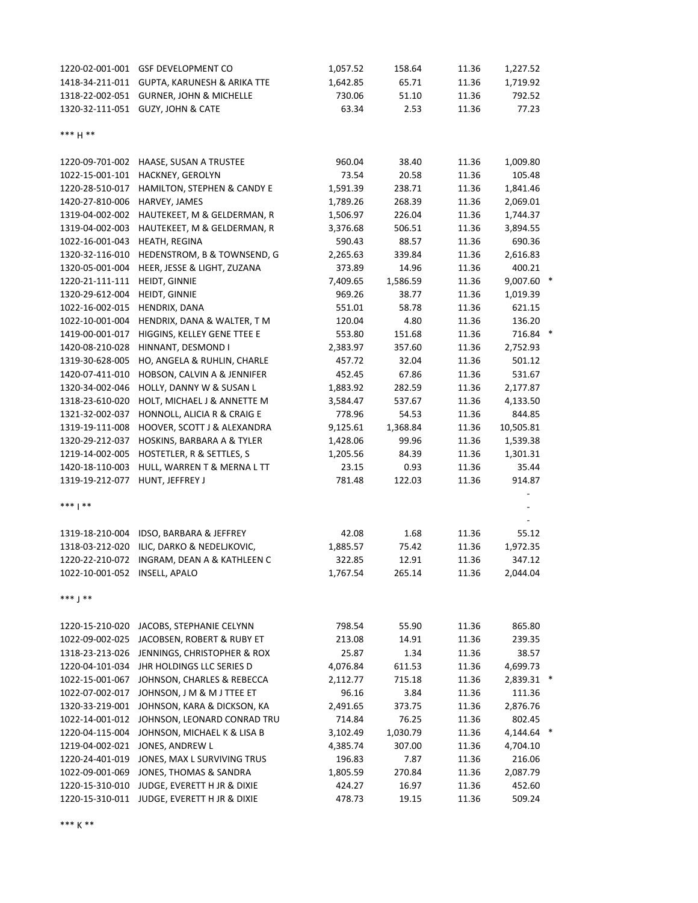| | | | | | | |
|---|---|---|---|---|---|---|
| 1220-02-001-001 | GSF DEVELOPMENT CO | 1,057.52 | 158.64 | 11.36 | 1,227.52 | |
| 1418-34-211-011 | GUPTA, KARUNESH & ARIKA TTE | 1,642.85 | 65.71 | 11.36 | 1,719.92 | |
| 1318-22-002-051 | GURNER, JOHN & MICHELLE | 730.06 | 51.10 | 11.36 | 792.52 | |
| 1320-32-111-051 | GUZY, JOHN & CATE | 63.34 | 2.53 | 11.36 | 77.23 | |
| *** H ** | | | | | | |
| 1220-09-701-002 | HAASE, SUSAN A TRUSTEE | 960.04 | 38.40 | 11.36 | 1,009.80 | |
| 1022-15-001-101 | HACKNEY, GEROLYN | 73.54 | 20.58 | 11.36 | 105.48 | |
| 1220-28-510-017 | HAMILTON, STEPHEN & CANDY E | 1,591.39 | 238.71 | 11.36 | 1,841.46 | |
| 1420-27-810-006 | HARVEY, JAMES | 1,789.26 | 268.39 | 11.36 | 2,069.01 | |
| 1319-04-002-002 | HAUTEKEET, M & GELDERMAN, R | 1,506.97 | 226.04 | 11.36 | 1,744.37 | |
| 1319-04-002-003 | HAUTEKEET, M & GELDERMAN, R | 3,376.68 | 506.51 | 11.36 | 3,894.55 | |
| 1022-16-001-043 | HEATH, REGINA | 590.43 | 88.57 | 11.36 | 690.36 | |
| 1320-32-116-010 | HEDENSTROM, B & TOWNSEND, G | 2,265.63 | 339.84 | 11.36 | 2,616.83 | |
| 1320-05-001-004 | HEER, JESSE & LIGHT, ZUZANA | 373.89 | 14.96 | 11.36 | 400.21 | |
| 1220-21-111-111 | HEIDT, GINNIE | 7,409.65 | 1,586.59 | 11.36 | 9,007.60 | * |
| 1320-29-612-004 | HEIDT, GINNIE | 969.26 | 38.77 | 11.36 | 1,019.39 | |
| 1022-16-002-015 | HENDRIX, DANA | 551.01 | 58.78 | 11.36 | 621.15 | |
| 1022-10-001-004 | HENDRIX, DANA & WALTER, T M | 120.04 | 4.80 | 11.36 | 136.20 | |
| 1419-00-001-017 | HIGGINS, KELLEY GENE TTEE E | 553.80 | 151.68 | 11.36 | 716.84 | * |
| 1420-08-210-028 | HINNANT, DESMOND I | 2,383.97 | 357.60 | 11.36 | 2,752.93 | |
| 1319-30-628-005 | HO, ANGELA & RUHLIN, CHARLE | 457.72 | 32.04 | 11.36 | 501.12 | |
| 1420-07-411-010 | HOBSON, CALVIN A & JENNIFER | 452.45 | 67.86 | 11.36 | 531.67 | |
| 1320-34-002-046 | HOLLY, DANNY W & SUSAN L | 1,883.92 | 282.59 | 11.36 | 2,177.87 | |
| 1318-23-610-020 | HOLT, MICHAEL J & ANNETTE M | 3,584.47 | 537.67 | 11.36 | 4,133.50 | |
| 1321-32-002-037 | HONNOLL, ALICIA R & CRAIG E | 778.96 | 54.53 | 11.36 | 844.85 | |
| 1319-19-111-008 | HOOVER, SCOTT J & ALEXANDRA | 9,125.61 | 1,368.84 | 11.36 | 10,505.81 | |
| 1320-29-212-037 | HOSKINS, BARBARA A & TYLER | 1,428.06 | 99.96 | 11.36 | 1,539.38 | |
| 1219-14-002-005 | HOSTETLER, R & SETTLES, S | 1,205.56 | 84.39 | 11.36 | 1,301.31 | |
| 1420-18-110-003 | HULL, WARREN T & MERNA L TT | 23.15 | 0.93 | 11.36 | 35.44 | |
| 1319-19-212-077 | HUNT, JEFFREY J | 781.48 | 122.03 | 11.36 | 914.87 | |
| | | | | | - | |
| *** I ** | | | | | - | |
| | | | | | - | |
| 1319-18-210-004 | IDSO, BARBARA & JEFFREY | 42.08 | 1.68 | 11.36 | 55.12 | |
| 1318-03-212-020 | ILIC, DARKO & NEDELJKOVIC, | 1,885.57 | 75.42 | 11.36 | 1,972.35 | |
| 1220-22-210-072 | INGRAM, DEAN A & KATHLEEN C | 322.85 | 12.91 | 11.36 | 347.12 | |
| 1022-10-001-052 | INSELL, APALO | 1,767.54 | 265.14 | 11.36 | 2,044.04 | |
| *** J ** | | | | | | |
| 1220-15-210-020 | JACOBS, STEPHANIE CELYNN | 798.54 | 55.90 | 11.36 | 865.80 | |
| 1022-09-002-025 | JACOBSEN, ROBERT & RUBY ET | 213.08 | 14.91 | 11.36 | 239.35 | |
| 1318-23-213-026 | JENNINGS, CHRISTOPHER & ROX | 25.87 | 1.34 | 11.36 | 38.57 | |
| 1220-04-101-034 | JHR HOLDINGS LLC SERIES D | 4,076.84 | 611.53 | 11.36 | 4,699.73 | |
| 1022-15-001-067 | JOHNSON, CHARLES & REBECCA | 2,112.77 | 715.18 | 11.36 | 2,839.31 | * |
| 1022-07-002-017 | JOHNSON, J M & M J TTEE ET | 96.16 | 3.84 | 11.36 | 111.36 | |
| 1320-33-219-001 | JOHNSON, KARA & DICKSON, KA | 2,491.65 | 373.75 | 11.36 | 2,876.76 | |
| 1022-14-001-012 | JOHNSON, LEONARD CONRAD TRU | 714.84 | 76.25 | 11.36 | 802.45 | |
| 1220-04-115-004 | JOHNSON, MICHAEL K & LISA B | 3,102.49 | 1,030.79 | 11.36 | 4,144.64 | * |
| 1219-04-002-021 | JONES, ANDREW L | 4,385.74 | 307.00 | 11.36 | 4,704.10 | |
| 1220-24-401-019 | JONES, MAX L SURVIVING TRUS | 196.83 | 7.87 | 11.36 | 216.06 | |
| 1022-09-001-069 | JONES, THOMAS & SANDRA | 1,805.59 | 270.84 | 11.36 | 2,087.79 | |
| 1220-15-310-010 | JUDGE, EVERETT H JR & DIXIE | 424.27 | 16.97 | 11.36 | 452.60 | |
| 1220-15-310-011 | JUDGE, EVERETT H JR & DIXIE | 478.73 | 19.15 | 11.36 | 509.24 | |
| *** K ** | | | | | | |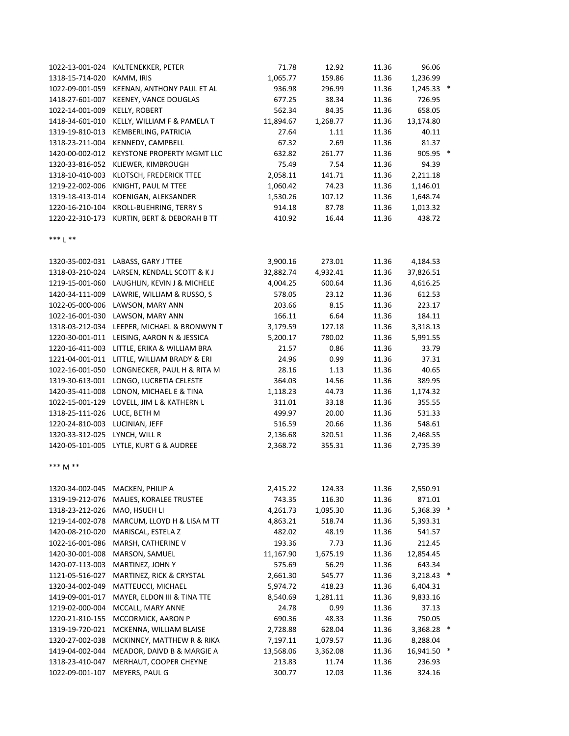| | | | | | | |
|---|---|---|---|---|---|---|
| 1022-13-001-024 | KALTENEKKER, PETER | 71.78 | 12.92 | 11.36 | 96.06 | |
| 1318-15-714-020 | KAMM, IRIS | 1,065.77 | 159.86 | 11.36 | 1,236.99 | |
| 1022-09-001-059 | KEENAN, ANTHONY PAUL ET AL | 936.98 | 296.99 | 11.36 | 1,245.33 | * |
| 1418-27-601-007 | KEENEY, VANCE DOUGLAS | 677.25 | 38.34 | 11.36 | 726.95 | |
| 1022-14-001-009 | KELLY, ROBERT | 562.34 | 84.35 | 11.36 | 658.05 | |
| 1418-34-601-010 | KELLY, WILLIAM F & PAMELA T | 11,894.67 | 1,268.77 | 11.36 | 13,174.80 | |
| 1319-19-810-013 | KEMBERLING, PATRICIA | 27.64 | 1.11 | 11.36 | 40.11 | |
| 1318-23-211-004 | KENNEDY, CAMPBELL | 67.32 | 2.69 | 11.36 | 81.37 | |
| 1420-00-002-012 | KEYSTONE PROPERTY MGMT LLC | 632.82 | 261.77 | 11.36 | 905.95 | * |
| 1320-33-816-052 | KLIEWER, KIMBROUGH | 75.49 | 7.54 | 11.36 | 94.39 | |
| 1318-10-410-003 | KLOTSCH, FREDERICK TTEE | 2,058.11 | 141.71 | 11.36 | 2,211.18 | |
| 1219-22-002-006 | KNIGHT, PAUL M TTEE | 1,060.42 | 74.23 | 11.36 | 1,146.01 | |
| 1319-18-413-014 | KOENIGAN, ALEKSANDER | 1,530.26 | 107.12 | 11.36 | 1,648.74 | |
| 1220-16-210-104 | KROLL-BUEHRING, TERRY S | 914.18 | 87.78 | 11.36 | 1,013.32 | |
| 1220-22-310-173 | KURTIN, BERT & DEBORAH B TT | 410.92 | 16.44 | 11.36 | 438.72 | |

*** L **

| | | | | | | |
|---|---|---|---|---|---|---|
| 1320-35-002-031 | LABASS, GARY J TTEE | 3,900.16 | 273.01 | 11.36 | 4,184.53 | |
| 1318-03-210-024 | LARSEN, KENDALL SCOTT & K J | 32,882.74 | 4,932.41 | 11.36 | 37,826.51 | |
| 1219-15-001-060 | LAUGHLIN, KEVIN J & MICHELE | 4,004.25 | 600.64 | 11.36 | 4,616.25 | |
| 1420-34-111-009 | LAWRIE, WILLIAM & RUSSO, S | 578.05 | 23.12 | 11.36 | 612.53 | |
| 1022-05-000-006 | LAWSON, MARY ANN | 203.66 | 8.15 | 11.36 | 223.17 | |
| 1022-16-001-030 | LAWSON, MARY ANN | 166.11 | 6.64 | 11.36 | 184.11 | |
| 1318-03-212-034 | LEEPER, MICHAEL & BRONWYN T | 3,179.59 | 127.18 | 11.36 | 3,318.13 | |
| 1220-30-001-011 | LEISING, AARON N & JESSICA | 5,200.17 | 780.02 | 11.36 | 5,991.55 | |
| 1220-16-411-003 | LITTLE, ERIKA & WILLIAM BRA | 21.57 | 0.86 | 11.36 | 33.79 | |
| 1221-04-001-011 | LITTLE, WILLIAM BRADY & ERI | 24.96 | 0.99 | 11.36 | 37.31 | |
| 1022-16-001-050 | LONGNECKER, PAUL H & RITA M | 28.16 | 1.13 | 11.36 | 40.65 | |
| 1319-30-613-001 | LONGO, LUCRETIA CELESTE | 364.03 | 14.56 | 11.36 | 389.95 | |
| 1420-35-411-008 | LONON, MICHAEL E & TINA | 1,118.23 | 44.73 | 11.36 | 1,174.32 | |
| 1022-15-001-129 | LOVELL, JIM L & KATHERN L | 311.01 | 33.18 | 11.36 | 355.55 | |
| 1318-25-111-026 | LUCE, BETH M | 499.97 | 20.00 | 11.36 | 531.33 | |
| 1220-24-810-003 | LUCINIAN, JEFF | 516.59 | 20.66 | 11.36 | 548.61 | |
| 1320-33-312-025 | LYNCH, WILL R | 2,136.68 | 320.51 | 11.36 | 2,468.55 | |
| 1420-05-101-005 | LYTLE, KURT G & AUDREE | 2,368.72 | 355.31 | 11.36 | 2,735.39 | |

*** M **

| | | | | | | |
|---|---|---|---|---|---|---|
| 1320-34-002-045 | MACKEN, PHILIP A | 2,415.22 | 124.33 | 11.36 | 2,550.91 | |
| 1319-19-212-076 | MALIES, KORALEE TRUSTEE | 743.35 | 116.30 | 11.36 | 871.01 | |
| 1318-23-212-026 | MAO, HSUEH LI | 4,261.73 | 1,095.30 | 11.36 | 5,368.39 | * |
| 1219-14-002-078 | MARCUM, LLOYD H & LISA M TT | 4,863.21 | 518.74 | 11.36 | 5,393.31 | |
| 1420-08-210-020 | MARISCAL, ESTELA Z | 482.02 | 48.19 | 11.36 | 541.57 | |
| 1022-16-001-086 | MARSH, CATHERINE V | 193.36 | 7.73 | 11.36 | 212.45 | |
| 1420-30-001-008 | MARSON, SAMUEL | 11,167.90 | 1,675.19 | 11.36 | 12,854.45 | |
| 1420-07-113-003 | MARTINEZ, JOHN Y | 575.69 | 56.29 | 11.36 | 643.34 | |
| 1121-05-516-027 | MARTINEZ, RICK & CRYSTAL | 2,661.30 | 545.77 | 11.36 | 3,218.43 | * |
| 1320-34-002-049 | MATTEUCCI, MICHAEL | 5,974.72 | 418.23 | 11.36 | 6,404.31 | |
| 1419-09-001-017 | MAYER, ELDON III & TINA TTE | 8,540.69 | 1,281.11 | 11.36 | 9,833.16 | |
| 1219-02-000-004 | MCCALL, MARY ANNE | 24.78 | 0.99 | 11.36 | 37.13 | |
| 1220-21-810-155 | MCCORMICK, AARON P | 690.36 | 48.33 | 11.36 | 750.05 | |
| 1319-19-720-021 | MCKENNA, WILLIAM BLAISE | 2,728.88 | 628.04 | 11.36 | 3,368.28 | * |
| 1320-27-002-038 | MCKINNEY, MATTHEW R & RIKA | 7,197.11 | 1,079.57 | 11.36 | 8,288.04 | |
| 1419-04-002-044 | MEADOR, DAIVD B & MARGIE A | 13,568.06 | 3,362.08 | 11.36 | 16,941.50 | * |
| 1318-23-410-047 | MERHAUT, COOPER CHEYNE | 213.83 | 11.74 | 11.36 | 236.93 | |
| 1022-09-001-107 | MEYERS, PAUL G | 300.77 | 12.03 | 11.36 | 324.16 | |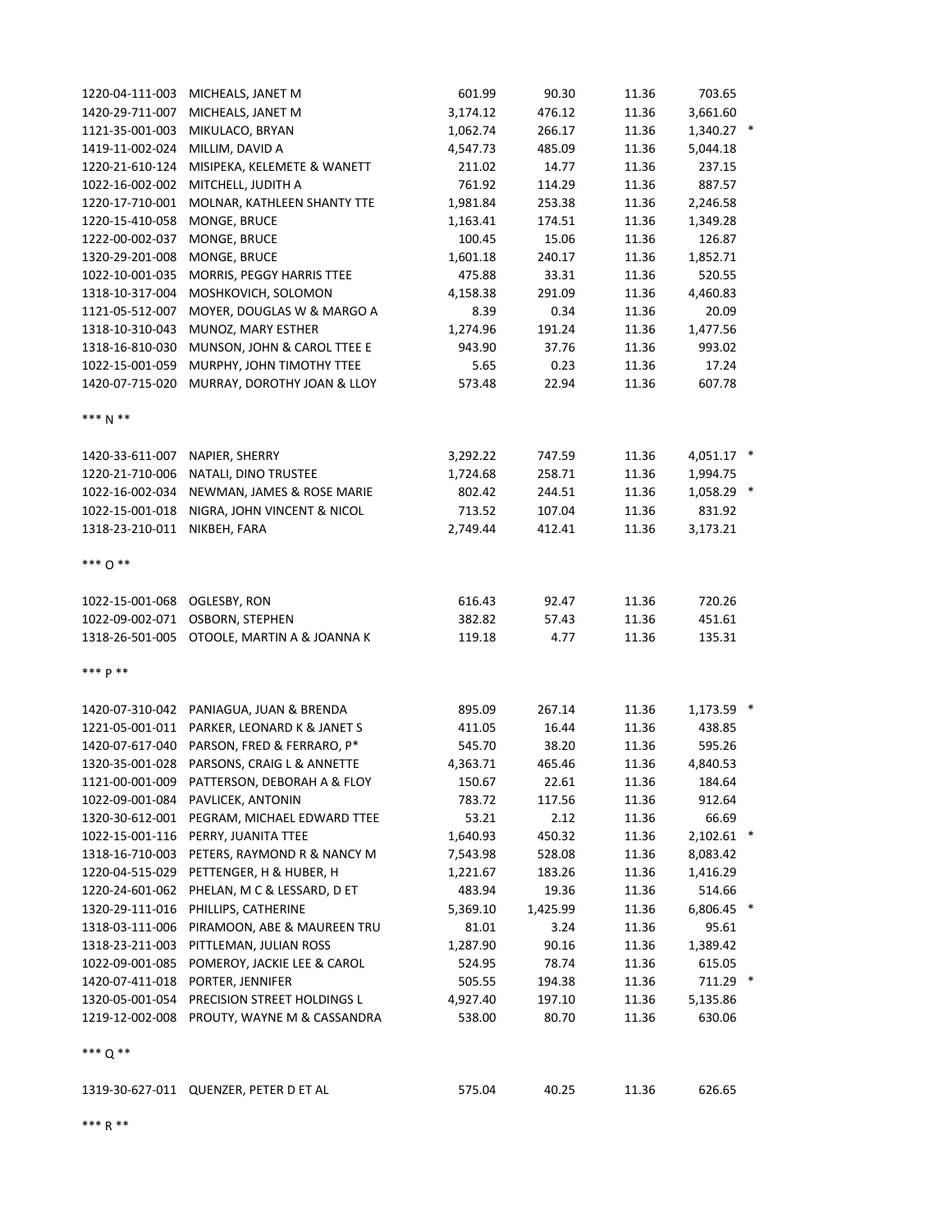| | | | | | | |
|---|---|---|---|---|---|---|
| 1220-04-111-003 | MICHEALS, JANET M | 601.99 | 90.30 | 11.36 | 703.65 | |
| 1420-29-711-007 | MICHEALS, JANET M | 3,174.12 | 476.12 | 11.36 | 3,661.60 | |
| 1121-35-001-003 | MIKULACO, BRYAN | 1,062.74 | 266.17 | 11.36 | 1,340.27 | * |
| 1419-11-002-024 | MILLIM, DAVID A | 4,547.73 | 485.09 | 11.36 | 5,044.18 | |
| 1220-21-610-124 | MISIPEKA, KELEMETE & WANETT | 211.02 | 14.77 | 11.36 | 237.15 | |
| 1022-16-002-002 | MITCHELL, JUDITH A | 761.92 | 114.29 | 11.36 | 887.57 | |
| 1220-17-710-001 | MOLNAR, KATHLEEN SHANTY TTE | 1,981.84 | 253.38 | 11.36 | 2,246.58 | |
| 1220-15-410-058 | MONGE, BRUCE | 1,163.41 | 174.51 | 11.36 | 1,349.28 | |
| 1222-00-002-037 | MONGE, BRUCE | 100.45 | 15.06 | 11.36 | 126.87 | |
| 1320-29-201-008 | MONGE, BRUCE | 1,601.18 | 240.17 | 11.36 | 1,852.71 | |
| 1022-10-001-035 | MORRIS, PEGGY HARRIS TTEE | 475.88 | 33.31 | 11.36 | 520.55 | |
| 1318-10-317-004 | MOSHKOVICH, SOLOMON | 4,158.38 | 291.09 | 11.36 | 4,460.83 | |
| 1121-05-512-007 | MOYER, DOUGLAS W & MARGO A | 8.39 | 0.34 | 11.36 | 20.09 | |
| 1318-10-310-043 | MUNOZ, MARY ESTHER | 1,274.96 | 191.24 | 11.36 | 1,477.56 | |
| 1318-16-810-030 | MUNSON, JOHN & CAROL TTEE E | 943.90 | 37.76 | 11.36 | 993.02 | |
| 1022-15-001-059 | MURPHY, JOHN TIMOTHY TTEE | 5.65 | 0.23 | 11.36 | 17.24 | |
| 1420-07-715-020 | MURRAY, DOROTHY JOAN & LLOY | 573.48 | 22.94 | 11.36 | 607.78 | |

*** N **

| | | | | | | |
|---|---|---|---|---|---|---|
| 1420-33-611-007 | NAPIER, SHERRY | 3,292.22 | 747.59 | 11.36 | 4,051.17 | * |
| 1220-21-710-006 | NATALI, DINO TRUSTEE | 1,724.68 | 258.71 | 11.36 | 1,994.75 | |
| 1022-16-002-034 | NEWMAN, JAMES & ROSE MARIE | 802.42 | 244.51 | 11.36 | 1,058.29 | * |
| 1022-15-001-018 | NIGRA, JOHN VINCENT & NICOL | 713.52 | 107.04 | 11.36 | 831.92 | |
| 1318-23-210-011 | NIKBEH, FARA | 2,749.44 | 412.41 | 11.36 | 3,173.21 | |

*** O **

| | | | | | | |
|---|---|---|---|---|---|---|
| 1022-15-001-068 | OGLESBY, RON | 616.43 | 92.47 | 11.36 | 720.26 | |
| 1022-09-002-071 | OSBORN, STEPHEN | 382.82 | 57.43 | 11.36 | 451.61 | |
| 1318-26-501-005 | OTOOLE, MARTIN A & JOANNA K | 119.18 | 4.77 | 11.36 | 135.31 | |

*** P **

| | | | | | | |
|---|---|---|---|---|---|---|
| 1420-07-310-042 | PANIAGUA, JUAN & BRENDA | 895.09 | 267.14 | 11.36 | 1,173.59 | * |
| 1221-05-001-011 | PARKER, LEONARD K & JANET S | 411.05 | 16.44 | 11.36 | 438.85 | |
| 1420-07-617-040 | PARSON, FRED & FERRARO, P* | 545.70 | 38.20 | 11.36 | 595.26 | |
| 1320-35-001-028 | PARSONS, CRAIG L & ANNETTE | 4,363.71 | 465.46 | 11.36 | 4,840.53 | |
| 1121-00-001-009 | PATTERSON, DEBORAH A & FLOY | 150.67 | 22.61 | 11.36 | 184.64 | |
| 1022-09-001-084 | PAVLICEK, ANTONIN | 783.72 | 117.56 | 11.36 | 912.64 | |
| 1320-30-612-001 | PEGRAM, MICHAEL EDWARD TTEE | 53.21 | 2.12 | 11.36 | 66.69 | |
| 1022-15-001-116 | PERRY, JUANITA TTEE | 1,640.93 | 450.32 | 11.36 | 2,102.61 | * |
| 1318-16-710-003 | PETERS, RAYMOND R & NANCY M | 7,543.98 | 528.08 | 11.36 | 8,083.42 | |
| 1220-04-515-029 | PETTENGER, H & HUBER, H | 1,221.67 | 183.26 | 11.36 | 1,416.29 | |
| 1220-24-601-062 | PHELAN, M C & LESSARD, D ET | 483.94 | 19.36 | 11.36 | 514.66 | |
| 1320-29-111-016 | PHILLIPS, CATHERINE | 5,369.10 | 1,425.99 | 11.36 | 6,806.45 | * |
| 1318-03-111-006 | PIRAMOON, ABE & MAUREEN TRU | 81.01 | 3.24 | 11.36 | 95.61 | |
| 1318-23-211-003 | PITTLEMAN, JULIAN ROSS | 1,287.90 | 90.16 | 11.36 | 1,389.42 | |
| 1022-09-001-085 | POMEROY, JACKIE LEE & CAROL | 524.95 | 78.74 | 11.36 | 615.05 | |
| 1420-07-411-018 | PORTER, JENNIFER | 505.55 | 194.38 | 11.36 | 711.29 | * |
| 1320-05-001-054 | PRECISION STREET HOLDINGS L | 4,927.40 | 197.10 | 11.36 | 5,135.86 | |
| 1219-12-002-008 | PROUTY, WAYNE M & CASSANDRA | 538.00 | 80.70 | 11.36 | 630.06 | |

*** Q **

| | | | | | | |
|---|---|---|---|---|---|---|
| 1319-30-627-011 | QUENZER, PETER D ET AL | 575.04 | 40.25 | 11.36 | 626.65 | |

*** R **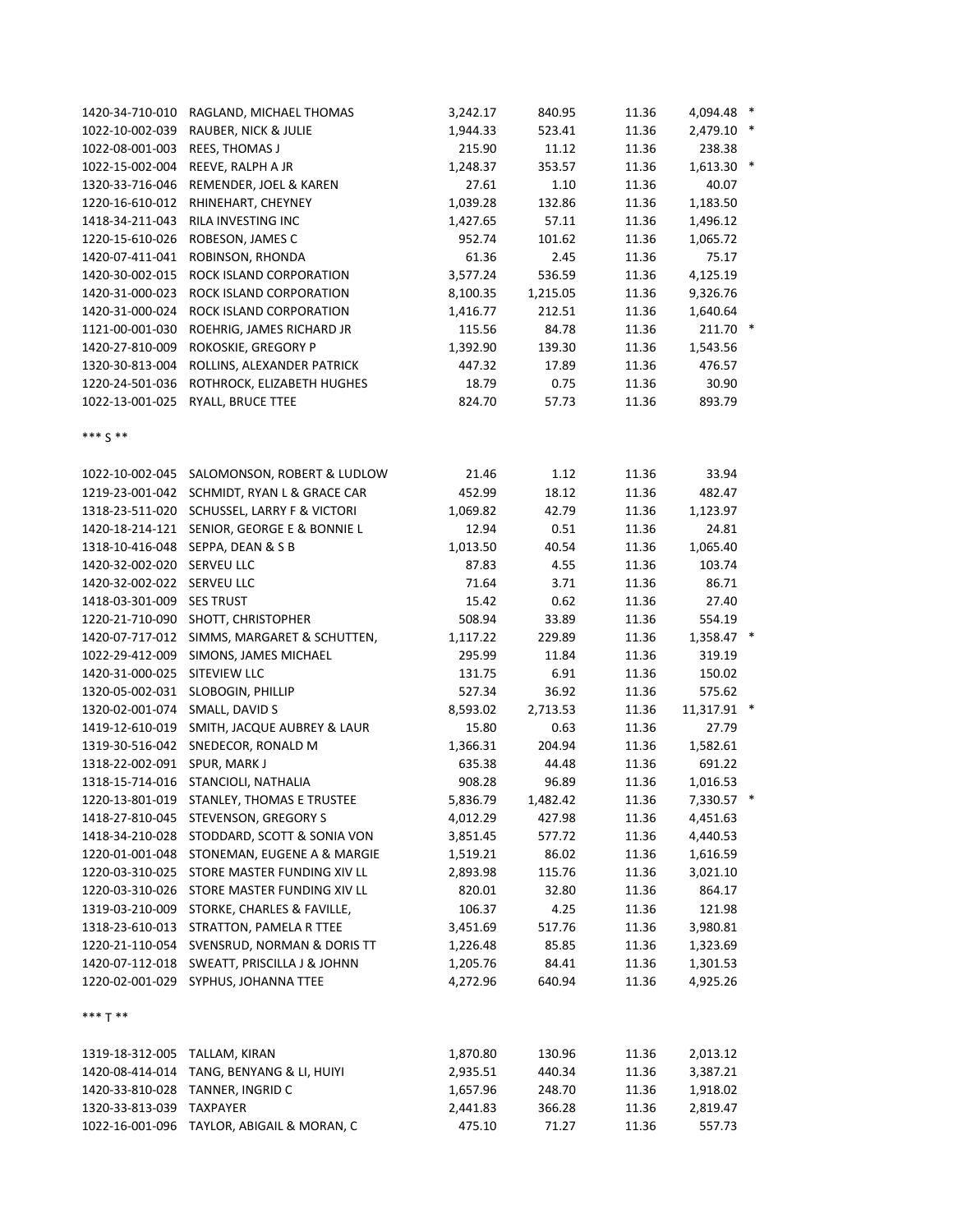| | | | | | | |
|---|---|---|---|---|---|---|
| 1420-34-710-010 | RAGLAND, MICHAEL THOMAS | 3,242.17 | 840.95 | 11.36 | 4,094.48 | * |
| 1022-10-002-039 | RAUBER, NICK & JULIE | 1,944.33 | 523.41 | 11.36 | 2,479.10 | * |
| 1022-08-001-003 | REES, THOMAS J | 215.90 | 11.12 | 11.36 | 238.38 | |
| 1022-15-002-004 | REEVE, RALPH A JR | 1,248.37 | 353.57 | 11.36 | 1,613.30 | * |
| 1320-33-716-046 | REMENDER, JOEL & KAREN | 27.61 | 1.10 | 11.36 | 40.07 | |
| 1220-16-610-012 | RHINEHART, CHEYNEY | 1,039.28 | 132.86 | 11.36 | 1,183.50 | |
| 1418-34-211-043 | RILA INVESTING INC | 1,427.65 | 57.11 | 11.36 | 1,496.12 | |
| 1220-15-610-026 | ROBESON, JAMES C | 952.74 | 101.62 | 11.36 | 1,065.72 | |
| 1420-07-411-041 | ROBINSON, RHONDA | 61.36 | 2.45 | 11.36 | 75.17 | |
| 1420-30-002-015 | ROCK ISLAND CORPORATION | 3,577.24 | 536.59 | 11.36 | 4,125.19 | |
| 1420-31-000-023 | ROCK ISLAND CORPORATION | 8,100.35 | 1,215.05 | 11.36 | 9,326.76 | |
| 1420-31-000-024 | ROCK ISLAND CORPORATION | 1,416.77 | 212.51 | 11.36 | 1,640.64 | |
| 1121-00-001-030 | ROEHRIG, JAMES RICHARD JR | 115.56 | 84.78 | 11.36 | 211.70 | * |
| 1420-27-810-009 | ROKOSKIE, GREGORY P | 1,392.90 | 139.30 | 11.36 | 1,543.56 | |
| 1320-30-813-004 | ROLLINS, ALEXANDER PATRICK | 447.32 | 17.89 | 11.36 | 476.57 | |
| 1220-24-501-036 | ROTHROCK, ELIZABETH HUGHES | 18.79 | 0.75 | 11.36 | 30.90 | |
| 1022-13-001-025 | RYALL, BRUCE TTEE | 824.70 | 57.73 | 11.36 | 893.79 | |

*** S **

| | | | | | | |
|---|---|---|---|---|---|---|
| 1022-10-002-045 | SALOMONSON, ROBERT & LUDLOW | 21.46 | 1.12 | 11.36 | 33.94 | |
| 1219-23-001-042 | SCHMIDT, RYAN L & GRACE CAR | 452.99 | 18.12 | 11.36 | 482.47 | |
| 1318-23-511-020 | SCHUSSEL, LARRY F & VICTORI | 1,069.82 | 42.79 | 11.36 | 1,123.97 | |
| 1420-18-214-121 | SENIOR, GEORGE E & BONNIE L | 12.94 | 0.51 | 11.36 | 24.81 | |
| 1318-10-416-048 | SEPPA, DEAN & S B | 1,013.50 | 40.54 | 11.36 | 1,065.40 | |
| 1420-32-002-020 | SERVEU LLC | 87.83 | 4.55 | 11.36 | 103.74 | |
| 1420-32-002-022 | SERVEU LLC | 71.64 | 3.71 | 11.36 | 86.71 | |
| 1418-03-301-009 | SES TRUST | 15.42 | 0.62 | 11.36 | 27.40 | |
| 1220-21-710-090 | SHOTT, CHRISTOPHER | 508.94 | 33.89 | 11.36 | 554.19 | |
| 1420-07-717-012 | SIMMS, MARGARET & SCHUTTEN, | 1,117.22 | 229.89 | 11.36 | 1,358.47 | * |
| 1022-29-412-009 | SIMONS, JAMES MICHAEL | 295.99 | 11.84 | 11.36 | 319.19 | |
| 1420-31-000-025 | SITEVIEW LLC | 131.75 | 6.91 | 11.36 | 150.02 | |
| 1320-05-002-031 | SLOBOGIN, PHILLIP | 527.34 | 36.92 | 11.36 | 575.62 | |
| 1320-02-001-074 | SMALL, DAVID S | 8,593.02 | 2,713.53 | 11.36 | 11,317.91 | * |
| 1419-12-610-019 | SMITH, JACQUE AUBREY & LAUR | 15.80 | 0.63 | 11.36 | 27.79 | |
| 1319-30-516-042 | SNEDECOR, RONALD M | 1,366.31 | 204.94 | 11.36 | 1,582.61 | |
| 1318-22-002-091 | SPUR, MARK J | 635.38 | 44.48 | 11.36 | 691.22 | |
| 1318-15-714-016 | STANCIOLI, NATHALIA | 908.28 | 96.89 | 11.36 | 1,016.53 | |
| 1220-13-801-019 | STANLEY, THOMAS E TRUSTEE | 5,836.79 | 1,482.42 | 11.36 | 7,330.57 | * |
| 1418-27-810-045 | STEVENSON, GREGORY S | 4,012.29 | 427.98 | 11.36 | 4,451.63 | |
| 1418-34-210-028 | STODDARD, SCOTT & SONIA VON | 3,851.45 | 577.72 | 11.36 | 4,440.53 | |
| 1220-01-001-048 | STONEMAN, EUGENE A & MARGIE | 1,519.21 | 86.02 | 11.36 | 1,616.59 | |
| 1220-03-310-025 | STORE MASTER FUNDING XIV LL | 2,893.98 | 115.76 | 11.36 | 3,021.10 | |
| 1220-03-310-026 | STORE MASTER FUNDING XIV LL | 820.01 | 32.80 | 11.36 | 864.17 | |
| 1319-03-210-009 | STORKE, CHARLES & FAVILLE, | 106.37 | 4.25 | 11.36 | 121.98 | |
| 1318-23-610-013 | STRATTON, PAMELA R TTEE | 3,451.69 | 517.76 | 11.36 | 3,980.81 | |
| 1220-21-110-054 | SVENSRUD, NORMAN & DORIS TT | 1,226.48 | 85.85 | 11.36 | 1,323.69 | |
| 1420-07-112-018 | SWEATT, PRISCILLA J & JOHNN | 1,205.76 | 84.41 | 11.36 | 1,301.53 | |
| 1220-02-001-029 | SYPHUS, JOHANNA TTEE | 4,272.96 | 640.94 | 11.36 | 4,925.26 | |

*** T **

| | | | | | |
|---|---|---|---|---|---|
| 1319-18-312-005 | TALLAM, KIRAN | 1,870.80 | 130.96 | 11.36 | 2,013.12 |
| 1420-08-414-014 | TANG, BENYANG & LI, HUIYI | 2,935.51 | 440.34 | 11.36 | 3,387.21 |
| 1420-33-810-028 | TANNER, INGRID C | 1,657.96 | 248.70 | 11.36 | 1,918.02 |
| 1320-33-813-039 | TAXPAYER | 2,441.83 | 366.28 | 11.36 | 2,819.47 |
| 1022-16-001-096 | TAYLOR, ABIGAIL & MORAN, C | 475.10 | 71.27 | 11.36 | 557.73 |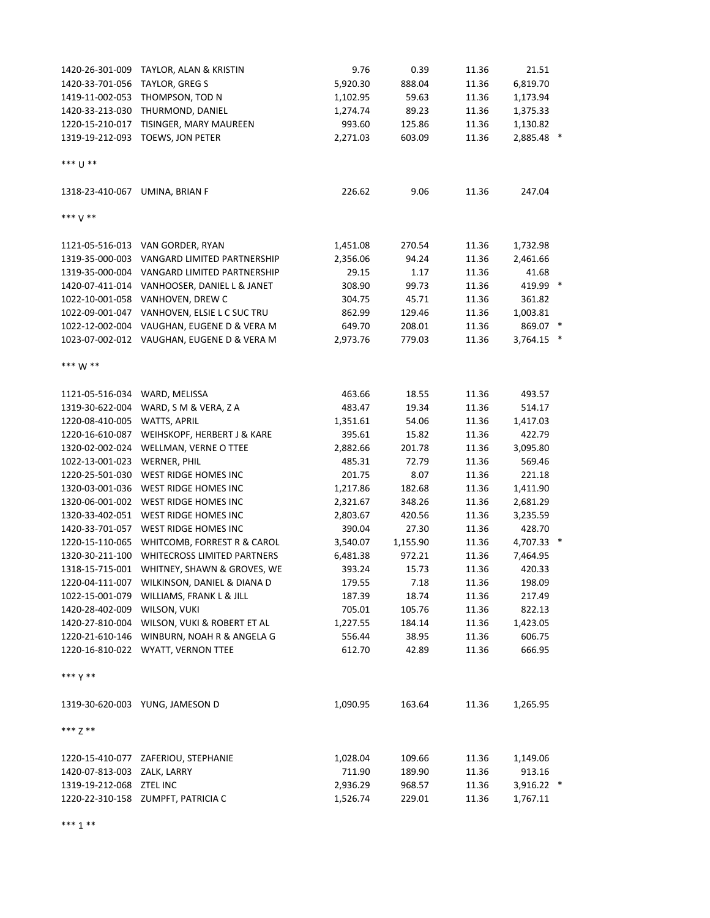| | | | | | | |
|---|---|---|---|---|---|---|
| 1420-26-301-009 | TAYLOR, ALAN & KRISTIN | 9.76 | 0.39 | 11.36 | 21.51 | |
| 1420-33-701-056 | TAYLOR, GREG S | 5,920.30 | 888.04 | 11.36 | 6,819.70 | |
| 1419-11-002-053 | THOMPSON, TOD N | 1,102.95 | 59.63 | 11.36 | 1,173.94 | |
| 1420-33-213-030 | THURMOND, DANIEL | 1,274.74 | 89.23 | 11.36 | 1,375.33 | |
| 1220-15-210-017 | TISINGER, MARY MAUREEN | 993.60 | 125.86 | 11.36 | 1,130.82 | |
| 1319-19-212-093 | TOEWS, JON PETER | 2,271.03 | 603.09 | 11.36 | 2,885.48 | * |
| *** U ** | | | | | | |
| 1318-23-410-067 | UMINA, BRIAN F | 226.62 | 9.06 | 11.36 | 247.04 | |
| *** V ** | | | | | | |
| 1121-05-516-013 | VAN GORDER, RYAN | 1,451.08 | 270.54 | 11.36 | 1,732.98 | |
| 1319-35-000-003 | VANGARD LIMITED PARTNERSHIP | 2,356.06 | 94.24 | 11.36 | 2,461.66 | |
| 1319-35-000-004 | VANGARD LIMITED PARTNERSHIP | 29.15 | 1.17 | 11.36 | 41.68 | |
| 1420-07-411-014 | VANHOOSER, DANIEL L & JANET | 308.90 | 99.73 | 11.36 | 419.99 | * |
| 1022-10-001-058 | VANHOVEN, DREW C | 304.75 | 45.71 | 11.36 | 361.82 | |
| 1022-09-001-047 | VANHOVEN, ELSIE L C SUC TRU | 862.99 | 129.46 | 11.36 | 1,003.81 | |
| 1022-12-002-004 | VAUGHAN, EUGENE D & VERA M | 649.70 | 208.01 | 11.36 | 869.07 | * |
| 1023-07-002-012 | VAUGHAN, EUGENE D & VERA M | 2,973.76 | 779.03 | 11.36 | 3,764.15 | * |
| *** W ** | | | | | | |
| 1121-05-516-034 | WARD, MELISSA | 463.66 | 18.55 | 11.36 | 493.57 | |
| 1319-30-622-004 | WARD, S M & VERA, Z A | 483.47 | 19.34 | 11.36 | 514.17 | |
| 1220-08-410-005 | WATTS, APRIL | 1,351.61 | 54.06 | 11.36 | 1,417.03 | |
| 1220-16-610-087 | WEIHSKOPF, HERBERT J & KARE | 395.61 | 15.82 | 11.36 | 422.79 | |
| 1320-02-002-024 | WELLMAN, VERNE O TTEE | 2,882.66 | 201.78 | 11.36 | 3,095.80 | |
| 1022-13-001-023 | WERNER, PHIL | 485.31 | 72.79 | 11.36 | 569.46 | |
| 1220-25-501-030 | WEST RIDGE HOMES INC | 201.75 | 8.07 | 11.36 | 221.18 | |
| 1320-03-001-036 | WEST RIDGE HOMES INC | 1,217.86 | 182.68 | 11.36 | 1,411.90 | |
| 1320-06-001-002 | WEST RIDGE HOMES INC | 2,321.67 | 348.26 | 11.36 | 2,681.29 | |
| 1320-33-402-051 | WEST RIDGE HOMES INC | 2,803.67 | 420.56 | 11.36 | 3,235.59 | |
| 1420-33-701-057 | WEST RIDGE HOMES INC | 390.04 | 27.30 | 11.36 | 428.70 | |
| 1220-15-110-065 | WHITCOMB, FORREST R & CAROL | 3,540.07 | 1,155.90 | 11.36 | 4,707.33 | * |
| 1320-30-211-100 | WHITECROSS LIMITED PARTNERS | 6,481.38 | 972.21 | 11.36 | 7,464.95 | |
| 1318-15-715-001 | WHITNEY, SHAWN & GROVES, WE | 393.24 | 15.73 | 11.36 | 420.33 | |
| 1220-04-111-007 | WILKINSON, DANIEL & DIANA D | 179.55 | 7.18 | 11.36 | 198.09 | |
| 1022-15-001-079 | WILLIAMS, FRANK L & JILL | 187.39 | 18.74 | 11.36 | 217.49 | |
| 1420-28-402-009 | WILSON, VUKI | 705.01 | 105.76 | 11.36 | 822.13 | |
| 1420-27-810-004 | WILSON, VUKI & ROBERT ET AL | 1,227.55 | 184.14 | 11.36 | 1,423.05 | |
| 1220-21-610-146 | WINBURN, NOAH R & ANGELA G | 556.44 | 38.95 | 11.36 | 606.75 | |
| 1220-16-810-022 | WYATT, VERNON TTEE | 612.70 | 42.89 | 11.36 | 666.95 | |
| *** Y ** | | | | | | |
| 1319-30-620-003 | YUNG, JAMESON D | 1,090.95 | 163.64 | 11.36 | 1,265.95 | |
| *** Z ** | | | | | | |
| 1220-15-410-077 | ZAFERIOU, STEPHANIE | 1,028.04 | 109.66 | 11.36 | 1,149.06 | |
| 1420-07-813-003 | ZALK, LARRY | 711.90 | 189.90 | 11.36 | 913.16 | |
| 1319-19-212-068 | ZTEL INC | 2,936.29 | 968.57 | 11.36 | 3,916.22 | * |
| 1220-22-310-158 | ZUMPFT, PATRICIA C | 1,526.74 | 229.01 | 11.36 | 1,767.11 | |

*** 1 **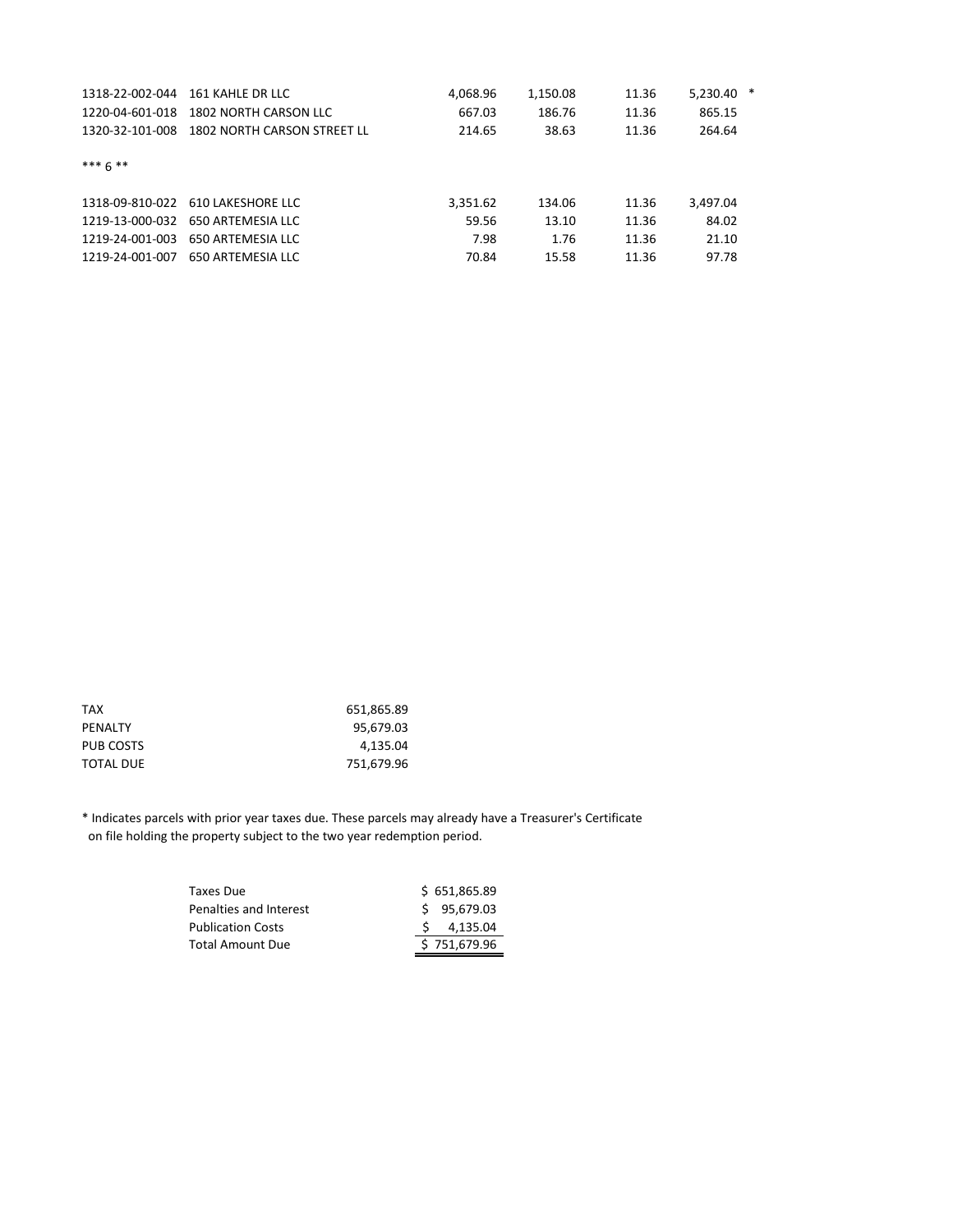| | | | | | | |
|---|---|---|---|---|---|---|
| 1318-22-002-044 | 161 KAHLE DR LLC | 4,068.96 | 1,150.08 | 11.36 | 5,230.40 | * |
| 1220-04-601-018 | 1802 NORTH CARSON LLC | 667.03 | 186.76 | 11.36 | 865.15 | |
| 1320-32-101-008 | 1802 NORTH CARSON STREET LL | 214.65 | 38.63 | 11.36 | 264.64 | |

*** 6 **

| | | | | | | |
|---|---|---|---|---|---|---|
| 1318-09-810-022 | 610 LAKESHORE LLC | 3,351.62 | 134.06 | 11.36 | 3,497.04 | |
| 1219-13-000-032 | 650 ARTEMESIA LLC | 59.56 | 13.10 | 11.36 | 84.02 | |
| 1219-24-001-003 | 650 ARTEMESIA LLC | 7.98 | 1.76 | 11.36 | 21.10 | |
| 1219-24-001-007 | 650 ARTEMESIA LLC | 70.84 | 15.58 | 11.36 | 97.78 | |

| | |
|---|---|
| TAX | 651,865.89 |
| PENALTY | 95,679.03 |
| PUB COSTS | 4,135.04 |
| TOTAL DUE | 751,679.96 |

* Indicates parcels with prior year taxes due. These parcels may already have a Treasurer's Certificate on file holding the property subject to the two year redemption period.

| | |
|---|---|
| Taxes Due | $ 651,865.89 |
| Penalties and Interest | $ 95,679.03 |
| Publication Costs | $ 4,135.04 |
| Total Amount Due | $ 751,679.96 |